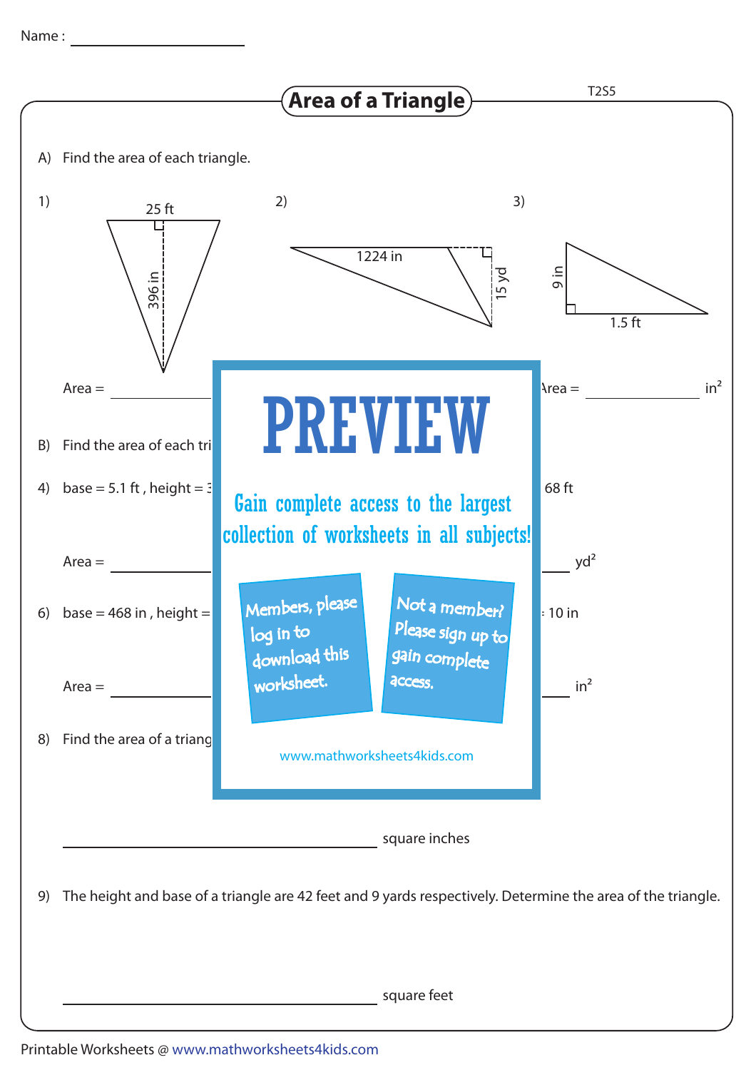Name : ____________________

# Area of a Triangle

T2S5

A) Find the area of each triangle.

1) 25 ft, 396 in

2) 1224 in, 15 yd

3) 9 in, 1.5 ft

Area = ____________ &nbsp;&nbsp;&nbsp;&nbsp; Area = ____________ in²

B) Find the area of each tri

4) base = 5.1 ft , height = 3 &nbsp;&nbsp;&nbsp;&nbsp; 68 ft

Area = ____________ &nbsp;&nbsp;&nbsp;&nbsp; ____ yd²

6) base = 468 in , height = &nbsp;&nbsp;&nbsp;&nbsp; 10 in

Area = ____________ &nbsp;&nbsp;&nbsp;&nbsp; ____ in²

8) Find the area of a triang

PREVIEW

Gain complete access to the largest collection of worksheets in all subjects!

Members, please log in to download this worksheet.

Not a member? Please sign up to gain complete access.

www.mathworksheets4kids.com

____________________ square inches

9) The height and base of a triangle are 42 feet and 9 yards respectively. Determine the area of the triangle.

____________________ square feet

Printable Worksheets @ www.mathworksheets4kids.com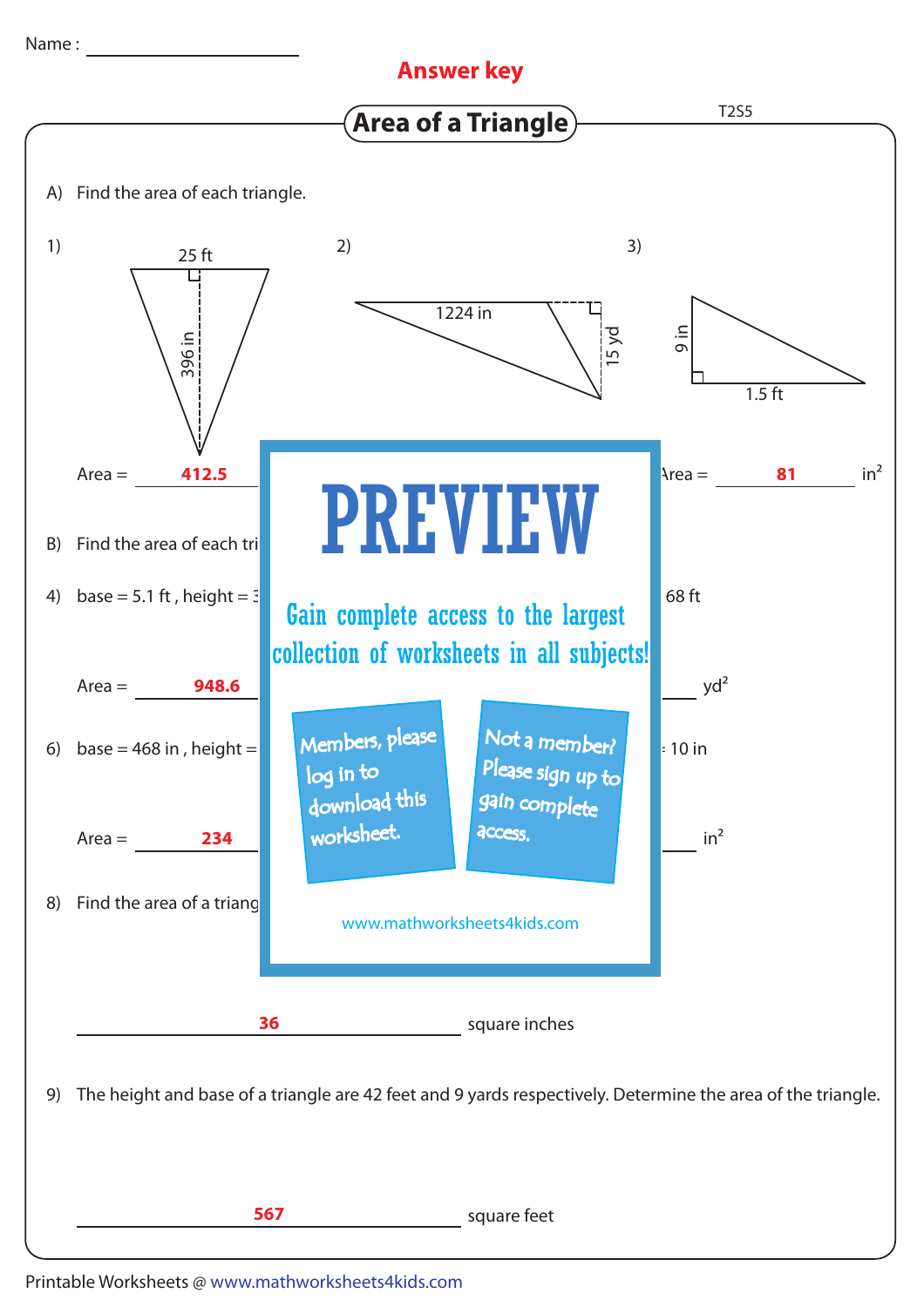Name : ____________________

**Answer key**

# Area of a Triangle

T2S5

A) Find the area of each triangle.

1)

25 ft

396 in

Area = **412.5**

2)

1224 in

15 yd

3)

9 in

1.5 ft

Area = **81** $in^2$

**PREVIEW**

Gain complete access to the largest collection of worksheets in all subjects!

Members, please log in to download this worksheet.

Not a member? Please sign up to gain complete access.

www.mathworksheets4kids.com

B) Find the area of each tri

4) base = 5.1 ft , height = 3

68 ft

Area = **948.6**

$yd^2$

6) base = 468 in , height =

10 in

Area = **234**

$in^2$

8) Find the area of a triang

**36** square inches

9) The height and base of a triangle are 42 feet and 9 yards respectively. Determine the area of the triangle.

**567** square feet

Printable Worksheets @ www.mathworksheets4kids.com